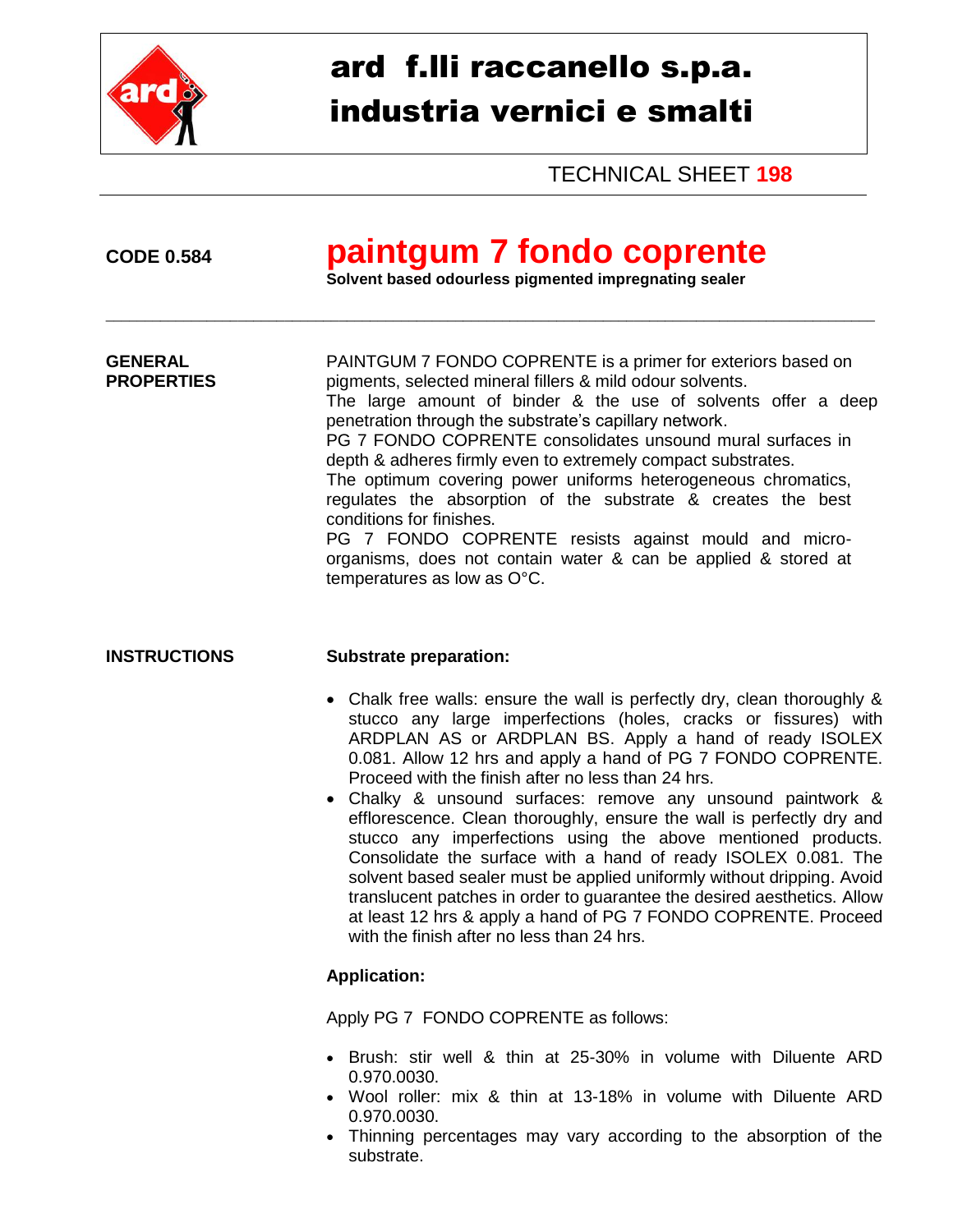# ard f.lli raccanello s.p.a.
# industria vernici e smalti

TECHNICAL SHEET **198**

**CODE 0.584**

# paintgum 7 fondo coprente

**Solvent based odourless pigmented impregnating sealer**

---

**GENERAL PROPERTIES**

PAINTGUM 7 FONDO COPRENTE is a primer for exteriors based on pigments, selected mineral fillers & mild odour solvents.
The large amount of binder & the use of solvents offer a deep penetration through the substrate's capillary network.
PG 7 FONDO COPRENTE consolidates unsound mural surfaces in depth & adheres firmly even to extremely compact substrates.
The optimum covering power uniforms heterogeneous chromatics, regulates the absorption of the substrate & creates the best conditions for finishes.
PG 7 FONDO COPRENTE resists against mould and micro-organisms, does not contain water & can be applied & stored at temperatures as low as O°C.

**INSTRUCTIONS**

**Substrate preparation:**

- Chalk free walls: ensure the wall is perfectly dry, clean thoroughly & stucco any large imperfections (holes, cracks or fissures) with ARDPLAN AS or ARDPLAN BS. Apply a hand of ready ISOLEX 0.081. Allow 12 hrs and apply a hand of PG 7 FONDO COPRENTE. Proceed with the finish after no less than 24 hrs.
- Chalky & unsound surfaces: remove any unsound paintwork & efflorescence. Clean thoroughly, ensure the wall is perfectly dry and stucco any imperfections using the above mentioned products. Consolidate the surface with a hand of ready ISOLEX 0.081. The solvent based sealer must be applied uniformly without dripping. Avoid translucent patches in order to guarantee the desired aesthetics. Allow at least 12 hrs & apply a hand of PG 7 FONDO COPRENTE. Proceed with the finish after no less than 24 hrs.

**Application:**

Apply PG 7 FONDO COPRENTE as follows:

- Brush: stir well & thin at 25-30% in volume with Diluente ARD 0.970.0030.
- Wool roller: mix & thin at 13-18% in volume with Diluente ARD 0.970.0030.
- Thinning percentages may vary according to the absorption of the substrate.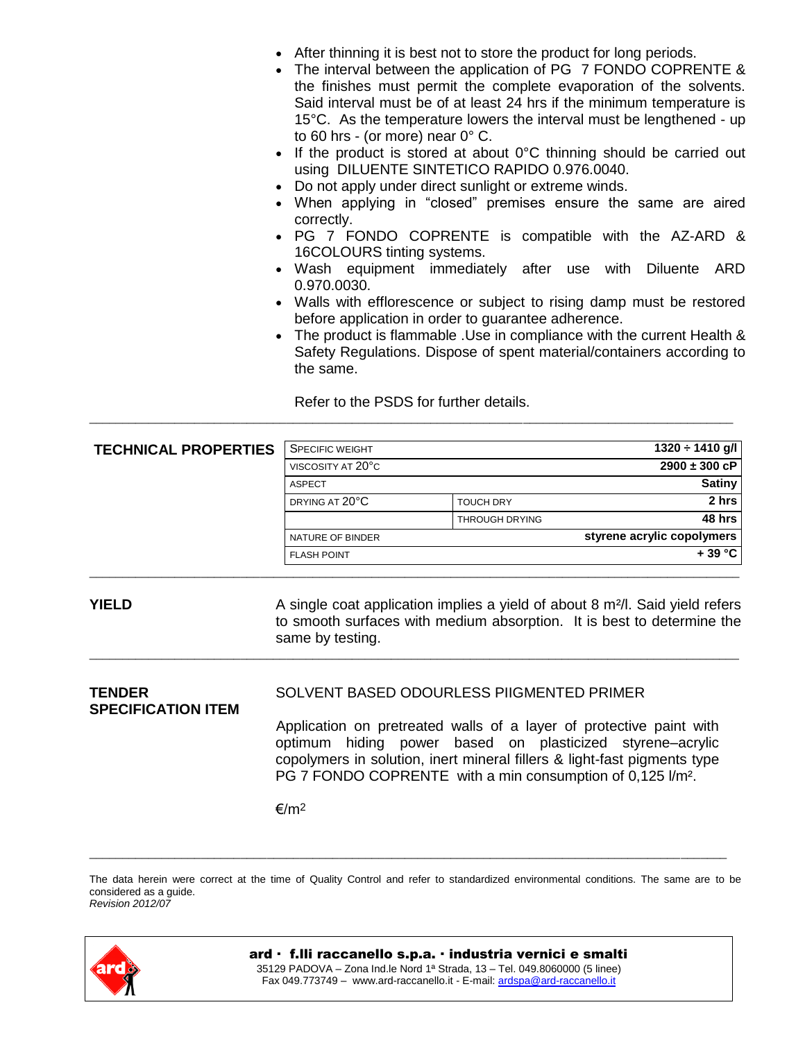- After thinning it is best not to store the product for long periods.
- The interval between the application of PG 7 FONDO COPRENTE & the finishes must permit the complete evaporation of the solvents. Said interval must be of at least 24 hrs if the minimum temperature is 15°C. As the temperature lowers the interval must be lengthened - up to 60 hrs - (or more) near 0° C.
- If the product is stored at about 0°C thinning should be carried out using DILUENTE SINTETICO RAPIDO 0.976.0040.
- Do not apply under direct sunlight or extreme winds.
- When applying in "closed" premises ensure the same are aired correctly.
- PG 7 FONDO COPRENTE is compatible with the AZ-ARD & 16COLOURS tinting systems.
- Wash equipment immediately after use with Diluente ARD 0.970.0030.
- Walls with efflorescence or subject to rising damp must be restored before application in order to guarantee adherence.
- The product is flammable .Use in compliance with the current Health & Safety Regulations. Dispose of spent material/containers according to the same.

Refer to the PSDS for further details.

## TECHNICAL PROPERTIES

| | | |
|---|---|---|
| SPECIFIC WEIGHT | | **1320 ÷ 1410 g/l** |
| VISCOSITY AT 20°C | | **2900 ± 300 cP** |
| ASPECT | | **Satiny** |
| DRYING AT 20°C | TOUCH DRY | **2 hrs** |
| | THROUGH DRYING | **48 hrs** |
| NATURE OF BINDER | | **styrene acrylic copolymers** |
| FLASH POINT | | **+ 39 °C** |

## YIELD

A single coat application implies a yield of about 8 m²/l. Said yield refers to smooth surfaces with medium absorption. It is best to determine the same by testing.

## TENDER SPECIFICATION ITEM

SOLVENT BASED ODOURLESS PIIGMENTED PRIMER

Application on pretreated walls of a layer of protective paint with optimum hiding power based on plasticized styrene–acrylic copolymers in solution, inert mineral fillers & light-fast pigments type PG 7 FONDO COPRENTE with a min consumption of 0,125 l/m².

€/m²

The data herein were correct at the time of Quality Control and refer to standardized environmental conditions. The same are to be considered as a guide.
*Revision 2012/07*

**ard · f.lli raccanello s.p.a. · industria vernici e smalti**
35129 PADOVA – Zona Ind.le Nord 1ª Strada, 13 – Tel. 049.8060000 (5 linee)
Fax 049.773749 – www.ard-raccanello.it - E-mail: ardspa@ard-raccanello.it